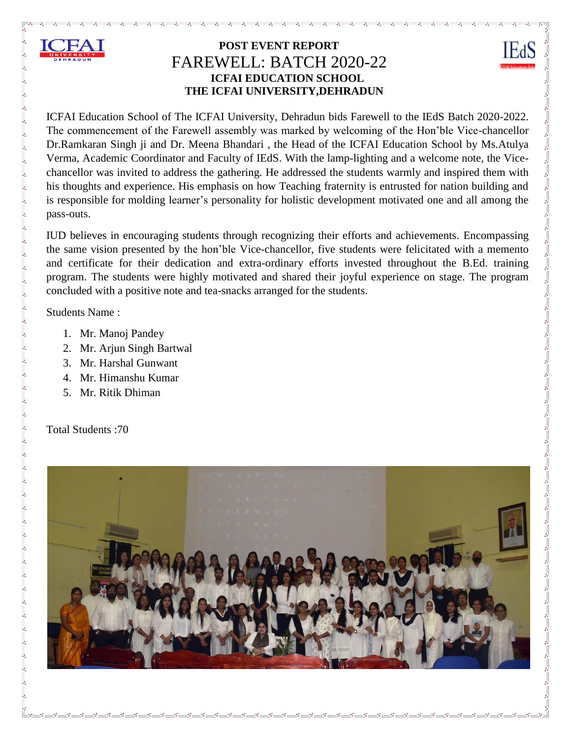**POST EVENT REPORT**

# FAREWELL: BATCH 2020-22

**ICFAI EDUCATION SCHOOL**

**THE ICFAI UNIVERSITY,DEHRADUN**

ICFAI Education School of The ICFAI University, Dehradun bids Farewell to the IEdS Batch 2020-2022. The commencement of the Farewell assembly was marked by welcoming of the Hon'ble Vice-chancellor Dr.Ramkaran Singh ji and Dr. Meena Bhandari , the Head of the ICFAI Education School by Ms.Atulya Verma, Academic Coordinator and Faculty of IEdS. With the lamp-lighting and a welcome note, the Vice-chancellor was invited to address the gathering. He addressed the students warmly and inspired them with his thoughts and experience. His emphasis on how Teaching fraternity is entrusted for nation building and is responsible for molding learner's personality for holistic development motivated one and all among the pass-outs.

IUD believes in encouraging students through recognizing their efforts and achievements. Encompassing the same vision presented by the hon'ble Vice-chancellor, five students were felicitated with a memento and certificate for their dedication and extra-ordinary efforts invested throughout the B.Ed. training program. The students were highly motivated and shared their joyful experience on stage. The program concluded with a positive note and tea-snacks arranged for the students.

Students Name :

1. Mr. Manoj Pandey
2. Mr. Arjun Singh Bartwal
3. Mr. Harshal Gunwant
4. Mr. Himanshu Kumar
5. Mr. Ritik Dhiman

Total Students :70